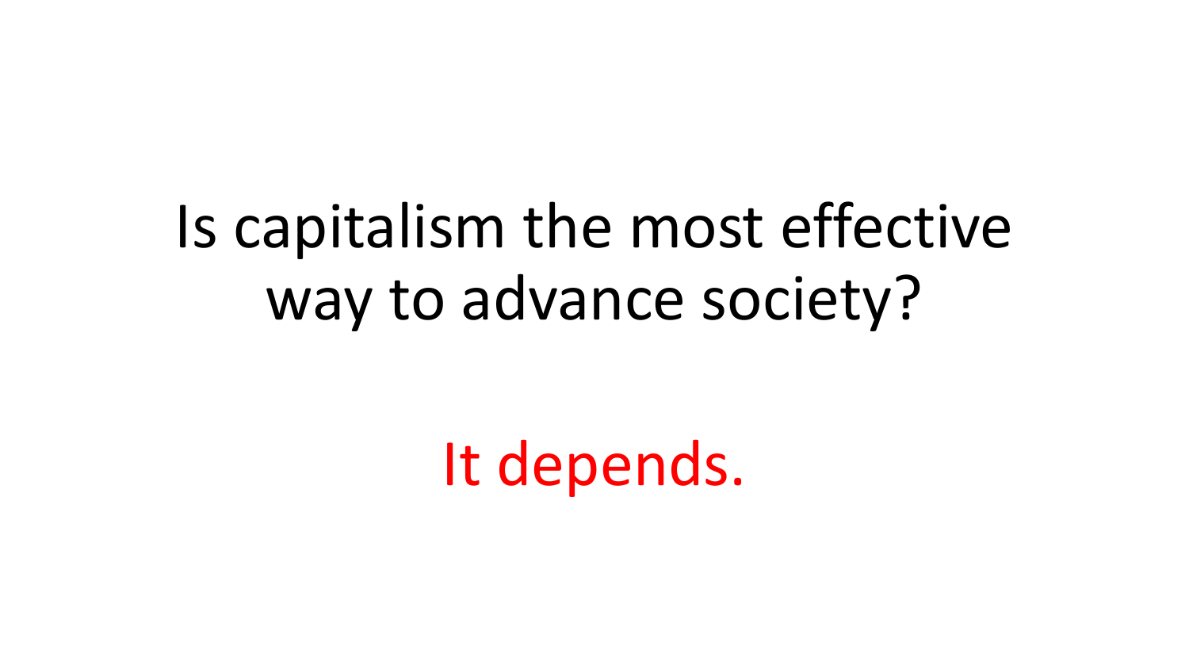# Is capitalism the most effective way to advance society?

It depends.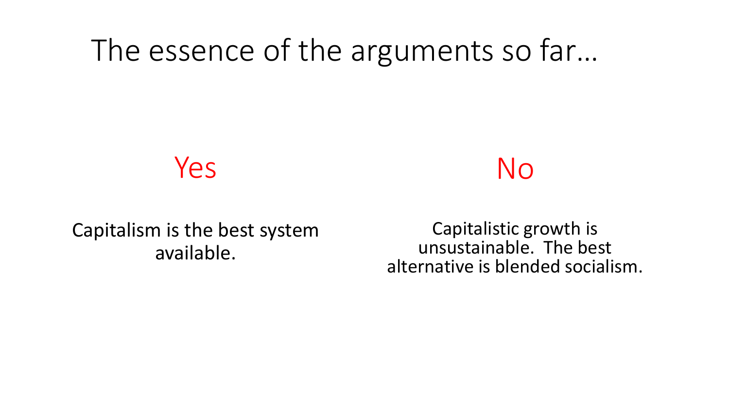# The essence of the arguments so far…

## Yes

Capitalism is the best system available.

## No

Capitalistic growth is unsustainable. The best alternative is blended socialism.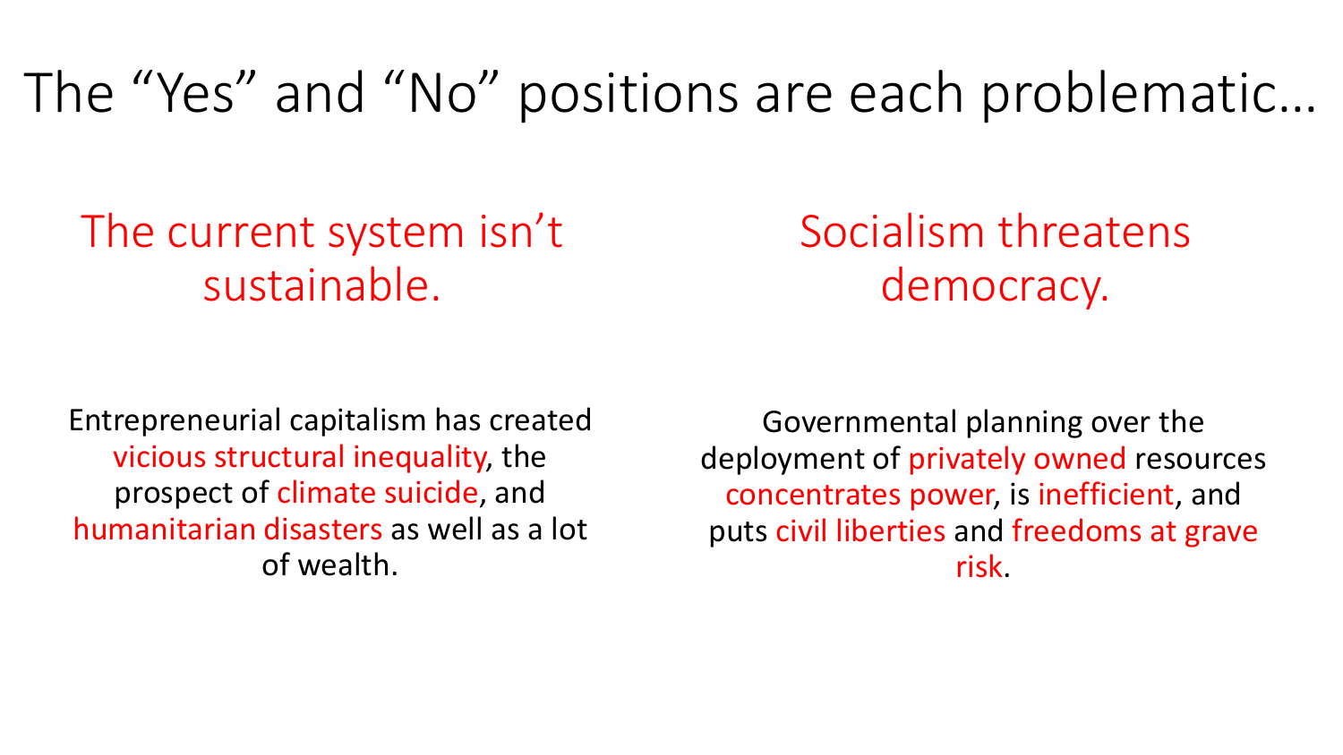# The "Yes" and "No" positions are each problematic…

## The current system isn't sustainable.

Entrepreneurial capitalism has created vicious structural inequality, the prospect of climate suicide, and humanitarian disasters as well as a lot of wealth.

## Socialism threatens democracy.

Governmental planning over the deployment of privately owned resources concentrates power, is inefficient, and puts civil liberties and freedoms at grave risk.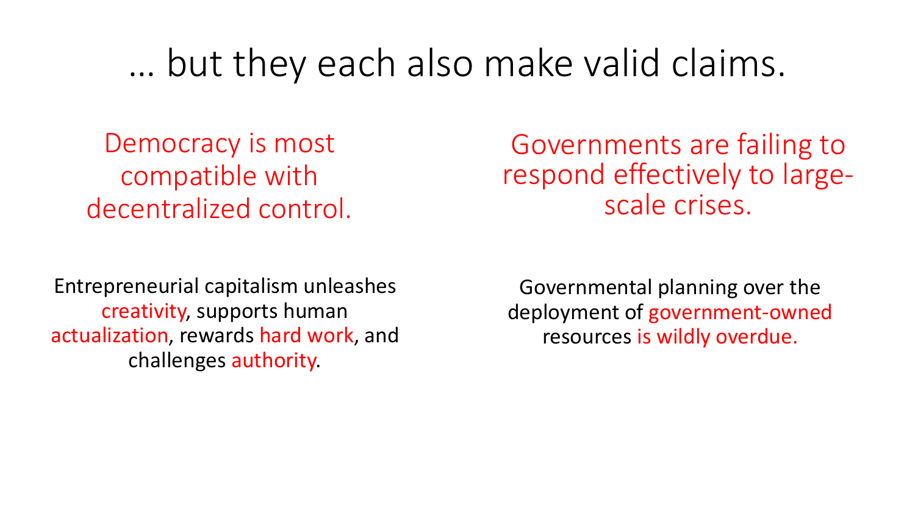# … but they each also make valid claims.

## Democracy is most compatible with decentralized control.

Entrepreneurial capitalism unleashes creativity, supports human actualization, rewards hard work, and challenges authority.

## Governments are failing to respond effectively to large-scale crises.

Governmental planning over the deployment of government-owned resources is wildly overdue.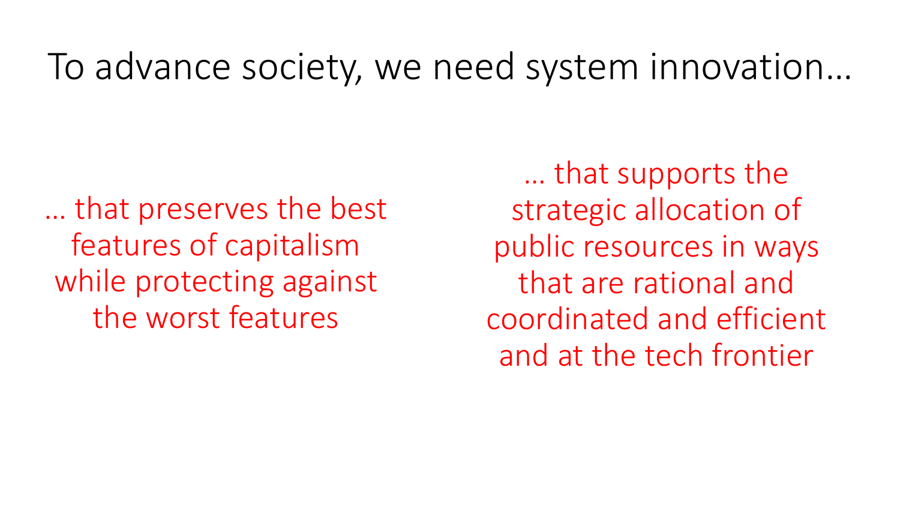# To advance society, we need system innovation…

… that preserves the best features of capitalism while protecting against the worst features

… that supports the strategic allocation of public resources in ways that are rational and coordinated and efficient and at the tech frontier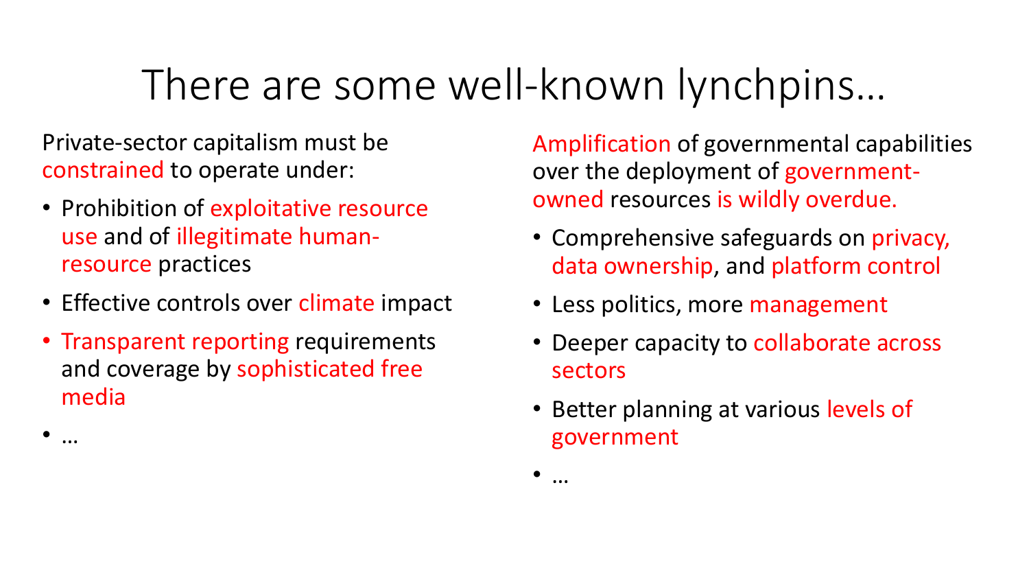# There are some well-known lynchpins…

Private-sector capitalism must be constrained to operate under:

- Prohibition of exploitative resource use and of illegitimate human-resource practices
- Effective controls over climate impact
- Transparent reporting requirements and coverage by sophisticated free media
- …

Amplification of governmental capabilities over the deployment of government-owned resources is wildly overdue.

- Comprehensive safeguards on privacy, data ownership, and platform control
- Less politics, more management
- Deeper capacity to collaborate across sectors
- Better planning at various levels of government
- …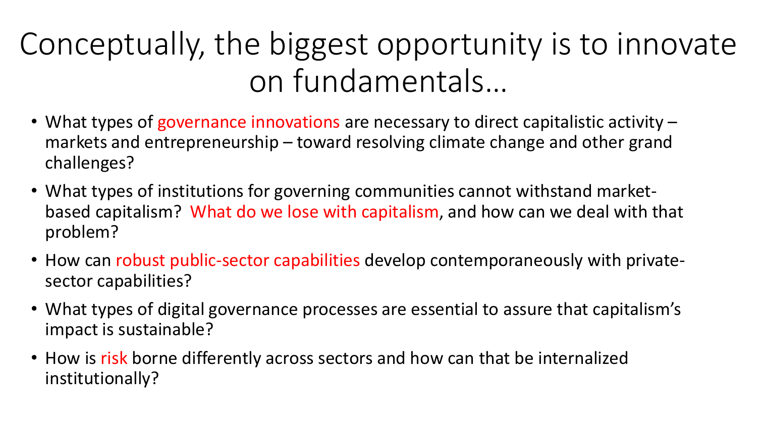# Conceptually, the biggest opportunity is to innovate on fundamentals…

- What types of governance innovations are necessary to direct capitalistic activity – markets and entrepreneurship – toward resolving climate change and other grand challenges?
- What types of institutions for governing communities cannot withstand market-based capitalism? What do we lose with capitalism, and how can we deal with that problem?
- How can robust public-sector capabilities develop contemporaneously with private-sector capabilities?
- What types of digital governance processes are essential to assure that capitalism's impact is sustainable?
- How is risk borne differently across sectors and how can that be internalized institutionally?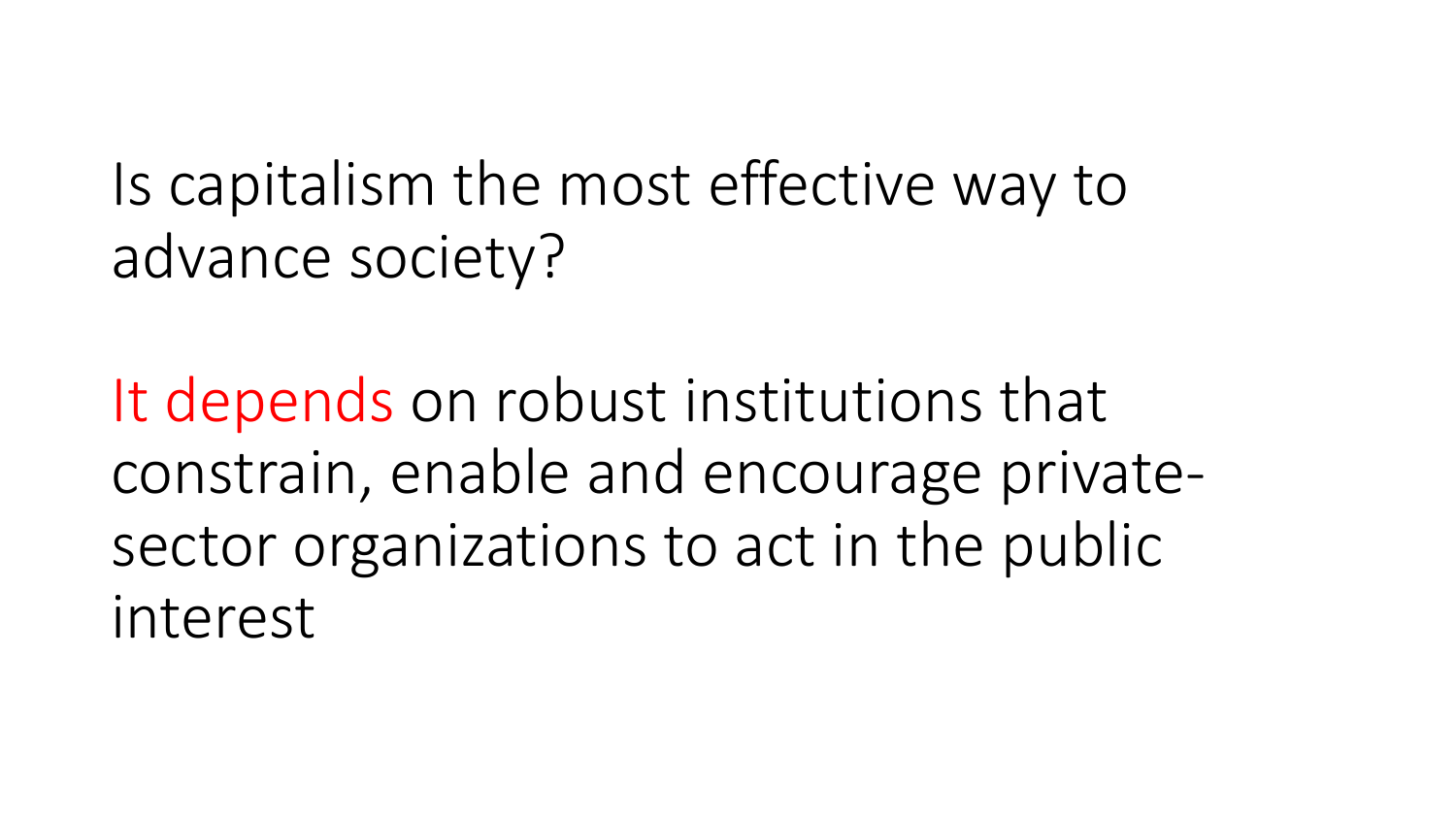Is capitalism the most effective way to advance society?

It depends on robust institutions that constrain, enable and encourage private-sector organizations to act in the public interest